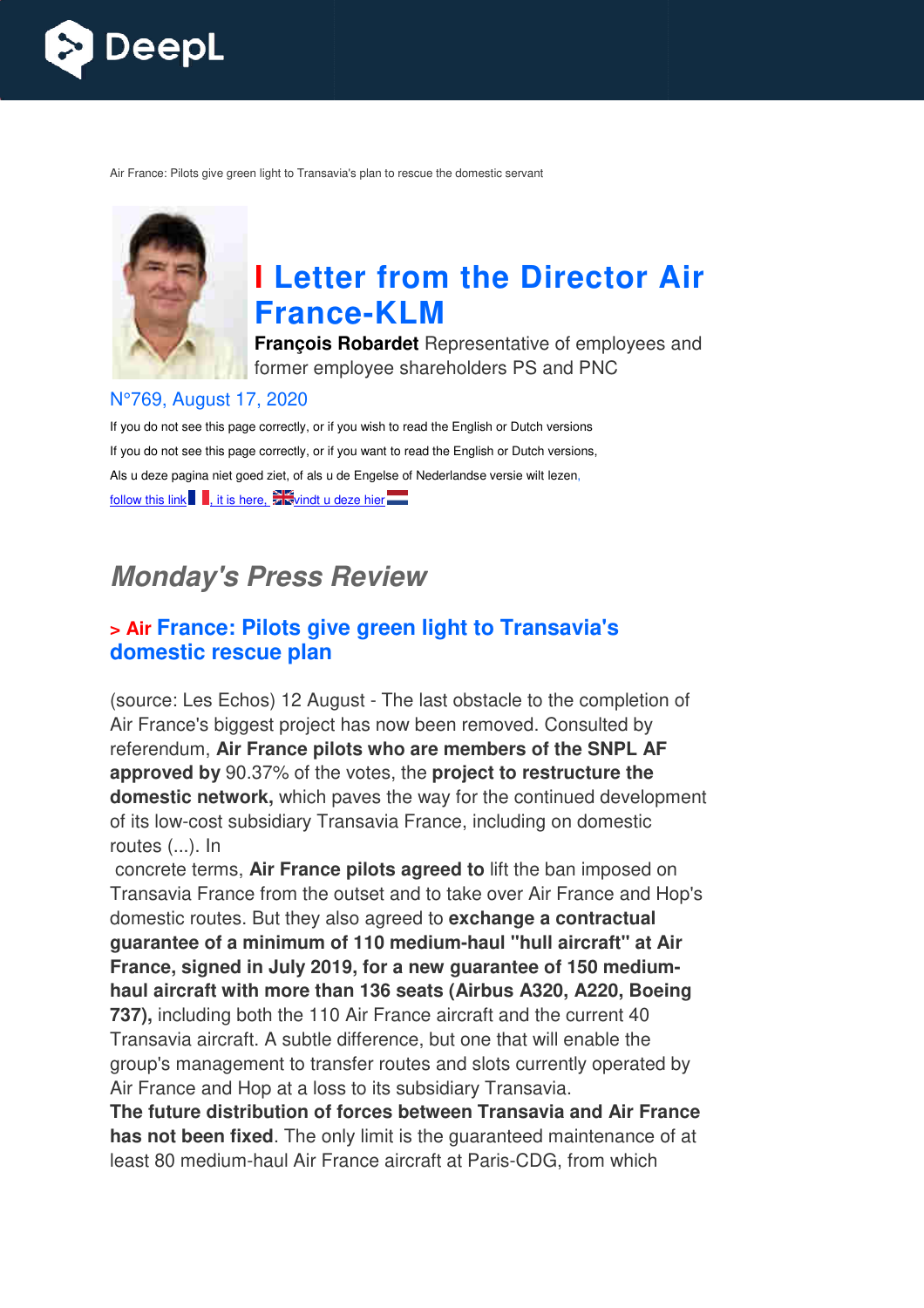Air France: Pilots give green light to Transavia's plan to rescue the domestic servant

# I Letter from the Director Air France-KLM

**François Robardet** Representative of employees and former employee shareholders PS and PNC

N°769, August 17, 2020

If you do not see this page correctly, or if you wish to read the English or Dutch versions

If you do not see this page correctly, or if you want to read the English or Dutch versions,

Als u deze pagina niet goed ziet, of als u de Engelse of Nederlandse versie wilt lezen,

follow this link, it is here, vindt u deze hier

## *Monday's Press Review*

### > Air France: Pilots give green light to Transavia's domestic rescue plan

(source: Les Echos) 12 August - The last obstacle to the completion of Air France's biggest project has now been removed. Consulted by referendum, **Air France pilots who are members of the SNPL AF approved by** 90.37% of the votes, the **project to restructure the domestic network,** which paves the way for the continued development of its low-cost subsidiary Transavia France, including on domestic routes (...). In concrete terms, **Air France pilots agreed to** lift the ban imposed on Transavia France from the outset and to take over Air France and Hop's domestic routes. But they also agreed to **exchange a contractual guarantee of a minimum of 110 medium-haul "hull aircraft" at Air France, signed in July 2019, for a new guarantee of 150 medium-haul aircraft with more than 136 seats (Airbus A320, A220, Boeing 737),** including both the 110 Air France aircraft and the current 40 Transavia aircraft. A subtle difference, but one that will enable the group's management to transfer routes and slots currently operated by Air France and Hop at a loss to its subsidiary Transavia.

**The future distribution of forces between Transavia and Air France has not been fixed**. The only limit is the guaranteed maintenance of at least 80 medium-haul Air France aircraft at Paris-CDG, from which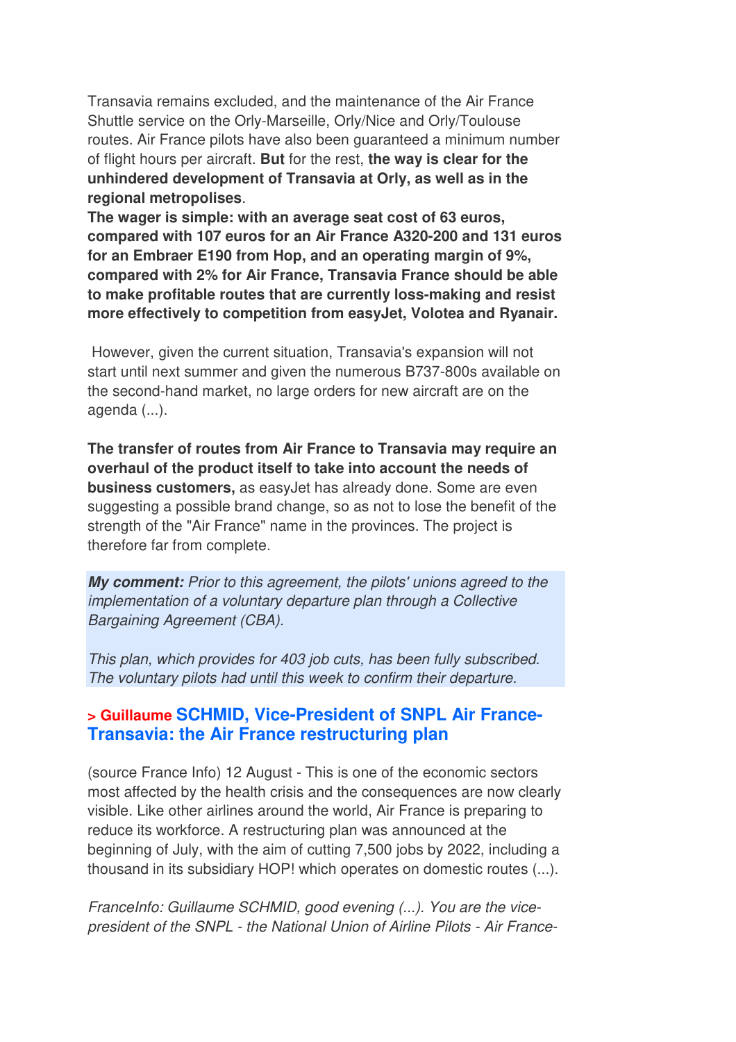Transavia remains excluded, and the maintenance of the Air France Shuttle service on the Orly-Marseille, Orly/Nice and Orly/Toulouse routes. Air France pilots have also been guaranteed a minimum number of flight hours per aircraft. **But** for the rest, **the way is clear for the unhindered development of Transavia at Orly, as well as in the regional metropolises**.

**The wager is simple: with an average seat cost of 63 euros, compared with 107 euros for an Air France A320-200 and 131 euros for an Embraer E190 from Hop, and an operating margin of 9%, compared with 2% for Air France, Transavia France should be able to make profitable routes that are currently loss-making and resist more effectively to competition from easyJet, Volotea and Ryanair.**

However, given the current situation, Transavia's expansion will not start until next summer and given the numerous B737-800s available on the second-hand market, no large orders for new aircraft are on the agenda (...).

**The transfer of routes from Air France to Transavia may require an overhaul of the product itself to take into account the needs of business customers,** as easyJet has already done. Some are even suggesting a possible brand change, so as not to lose the benefit of the strength of the "Air France" name in the provinces. The project is therefore far from complete.

***My comment:*** *Prior to this agreement, the pilots' unions agreed to the implementation of a voluntary departure plan through a Collective Bargaining Agreement (CBA).*

*This plan, which provides for 403 job cuts, has been fully subscribed. The voluntary pilots had until this week to confirm their departure.*

### > Guillaume SCHMID, Vice-President of SNPL Air France-Transavia: the Air France restructuring plan

(source France Info) 12 August - This is one of the economic sectors most affected by the health crisis and the consequences are now clearly visible. Like other airlines around the world, Air France is preparing to reduce its workforce. A restructuring plan was announced at the beginning of July, with the aim of cutting 7,500 jobs by 2022, including a thousand in its subsidiary HOP! which operates on domestic routes (...).

*FranceInfo: Guillaume SCHMID, good evening (...). You are the vice-president of the SNPL - the National Union of Airline Pilots - Air France-*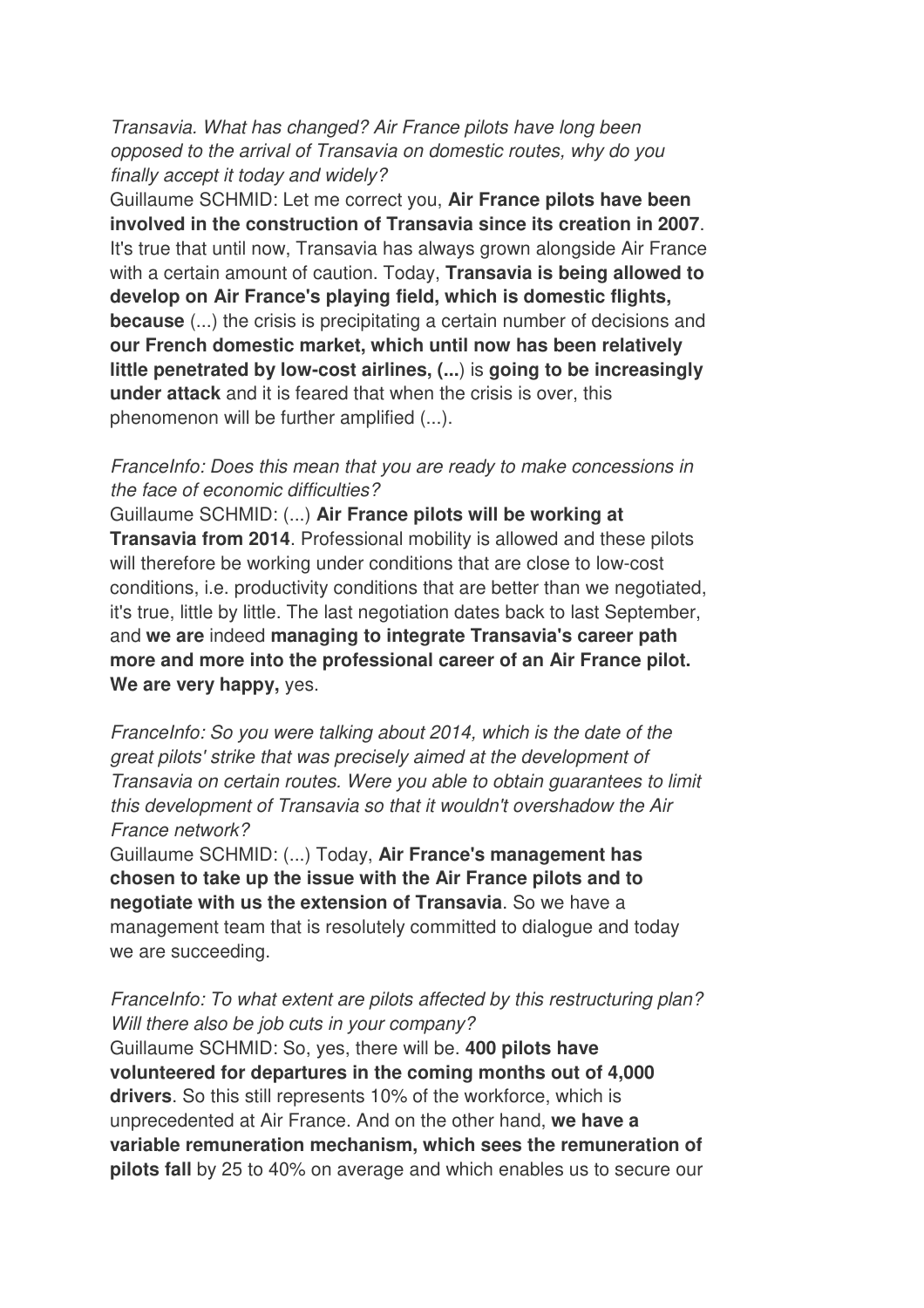*Transavia. What has changed? Air France pilots have long been opposed to the arrival of Transavia on domestic routes, why do you finally accept it today and widely?*

Guillaume SCHMID: Let me correct you, **Air France pilots have been involved in the construction of Transavia since its creation in 2007**. It's true that until now, Transavia has always grown alongside Air France with a certain amount of caution. Today, **Transavia is being allowed to develop on Air France's playing field, which is domestic flights, because** (...) the crisis is precipitating a certain number of decisions and **our French domestic market, which until now has been relatively little penetrated by low-cost airlines, (...**) is **going to be increasingly under attack** and it is feared that when the crisis is over, this phenomenon will be further amplified (...).

*FranceInfo: Does this mean that you are ready to make concessions in the face of economic difficulties?*

Guillaume SCHMID: (...) **Air France pilots will be working at Transavia from 2014**. Professional mobility is allowed and these pilots will therefore be working under conditions that are close to low-cost conditions, i.e. productivity conditions that are better than we negotiated, it's true, little by little. The last negotiation dates back to last September, and **we are** indeed **managing to integrate Transavia's career path more and more into the professional career of an Air France pilot. We are very happy,** yes.

*FranceInfo: So you were talking about 2014, which is the date of the great pilots' strike that was precisely aimed at the development of Transavia on certain routes. Were you able to obtain guarantees to limit this development of Transavia so that it wouldn't overshadow the Air France network?*

Guillaume SCHMID: (...) Today, **Air France's management has chosen to take up the issue with the Air France pilots and to negotiate with us the extension of Transavia**. So we have a management team that is resolutely committed to dialogue and today we are succeeding.

*FranceInfo: To what extent are pilots affected by this restructuring plan? Will there also be job cuts in your company?*

Guillaume SCHMID: So, yes, there will be. **400 pilots have volunteered for departures in the coming months out of 4,000 drivers**. So this still represents 10% of the workforce, which is unprecedented at Air France. And on the other hand, **we have a variable remuneration mechanism, which sees the remuneration of pilots fall** by 25 to 40% on average and which enables us to secure our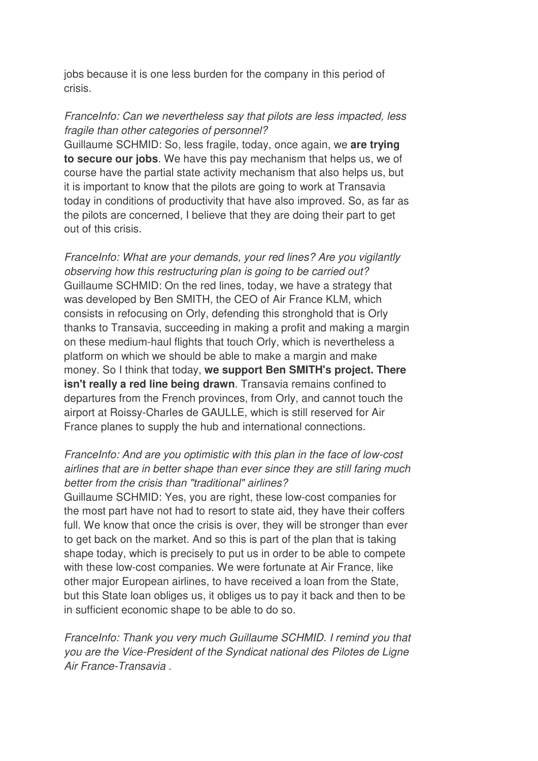jobs because it is one less burden for the company in this period of crisis.

*FranceInfo: Can we nevertheless say that pilots are less impacted, less fragile than other categories of personnel?*
Guillaume SCHMID: So, less fragile, today, once again, we **are trying to secure our jobs**. We have this pay mechanism that helps us, we of course have the partial state activity mechanism that also helps us, but it is important to know that the pilots are going to work at Transavia today in conditions of productivity that have also improved. So, as far as the pilots are concerned, I believe that they are doing their part to get out of this crisis.

*FranceInfo: What are your demands, your red lines? Are you vigilantly observing how this restructuring plan is going to be carried out?*
Guillaume SCHMID: On the red lines, today, we have a strategy that was developed by Ben SMITH, the CEO of Air France KLM, which consists in refocusing on Orly, defending this stronghold that is Orly thanks to Transavia, succeeding in making a profit and making a margin on these medium-haul flights that touch Orly, which is nevertheless a platform on which we should be able to make a margin and make money. So I think that today, **we support Ben SMITH's project. There isn't really a red line being drawn**. Transavia remains confined to departures from the French provinces, from Orly, and cannot touch the airport at Roissy-Charles de GAULLE, which is still reserved for Air France planes to supply the hub and international connections.

*FranceInfo: And are you optimistic with this plan in the face of low-cost airlines that are in better shape than ever since they are still faring much better from the crisis than "traditional" airlines?*
Guillaume SCHMID: Yes, you are right, these low-cost companies for the most part have not had to resort to state aid, they have their coffers full. We know that once the crisis is over, they will be stronger than ever to get back on the market. And so this is part of the plan that is taking shape today, which is precisely to put us in order to be able to compete with these low-cost companies. We were fortunate at Air France, like other major European airlines, to have received a loan from the State, but this State loan obliges us, it obliges us to pay it back and then to be in sufficient economic shape to be able to do so.

*FranceInfo: Thank you very much Guillaume SCHMID. I remind you that you are the Vice-President of the Syndicat national des Pilotes de Ligne Air France-Transavia .*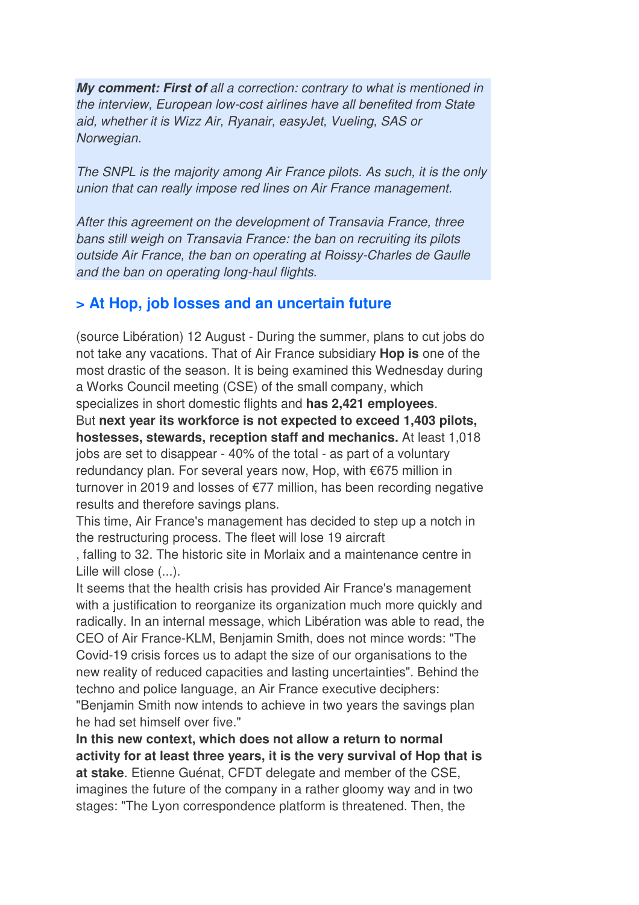***My comment: First of** all a correction: contrary to what is mentioned in the interview, European low-cost airlines have all benefited from State aid, whether it is Wizz Air, Ryanair, easyJet, Vueling, SAS or Norwegian.*

*The SNPL is the majority among Air France pilots. As such, it is the only union that can really impose red lines on Air France management.*

*After this agreement on the development of Transavia France, three bans still weigh on Transavia France: the ban on recruiting its pilots outside Air France, the ban on operating at Roissy-Charles de Gaulle and the ban on operating long-haul flights.*

## > At Hop, job losses and an uncertain future

(source Libération) 12 August - During the summer, plans to cut jobs do not take any vacations. That of Air France subsidiary **Hop is** one of the most drastic of the season. It is being examined this Wednesday during a Works Council meeting (CSE) of the small company, which specializes in short domestic flights and **has 2,421 employees**.
But **next year its workforce is not expected to exceed 1,403 pilots, hostesses, stewards, reception staff and mechanics.** At least 1,018 jobs are set to disappear - 40% of the total - as part of a voluntary redundancy plan. For several years now, Hop, with €675 million in turnover in 2019 and losses of €77 million, has been recording negative results and therefore savings plans.
This time, Air France's management has decided to step up a notch in the restructuring process. The fleet will lose 19 aircraft
, falling to 32. The historic site in Morlaix and a maintenance centre in Lille will close (...).
It seems that the health crisis has provided Air France's management with a justification to reorganize its organization much more quickly and radically. In an internal message, which Libération was able to read, the CEO of Air France-KLM, Benjamin Smith, does not mince words: "The Covid-19 crisis forces us to adapt the size of our organisations to the new reality of reduced capacities and lasting uncertainties". Behind the techno and police language, an Air France executive deciphers: "Benjamin Smith now intends to achieve in two years the savings plan he had set himself over five."
**In this new context, which does not allow a return to normal activity for at least three years, it is the very survival of Hop that is at stake**. Etienne Guénat, CFDT delegate and member of the CSE, imagines the future of the company in a rather gloomy way and in two stages: "The Lyon correspondence platform is threatened. Then, the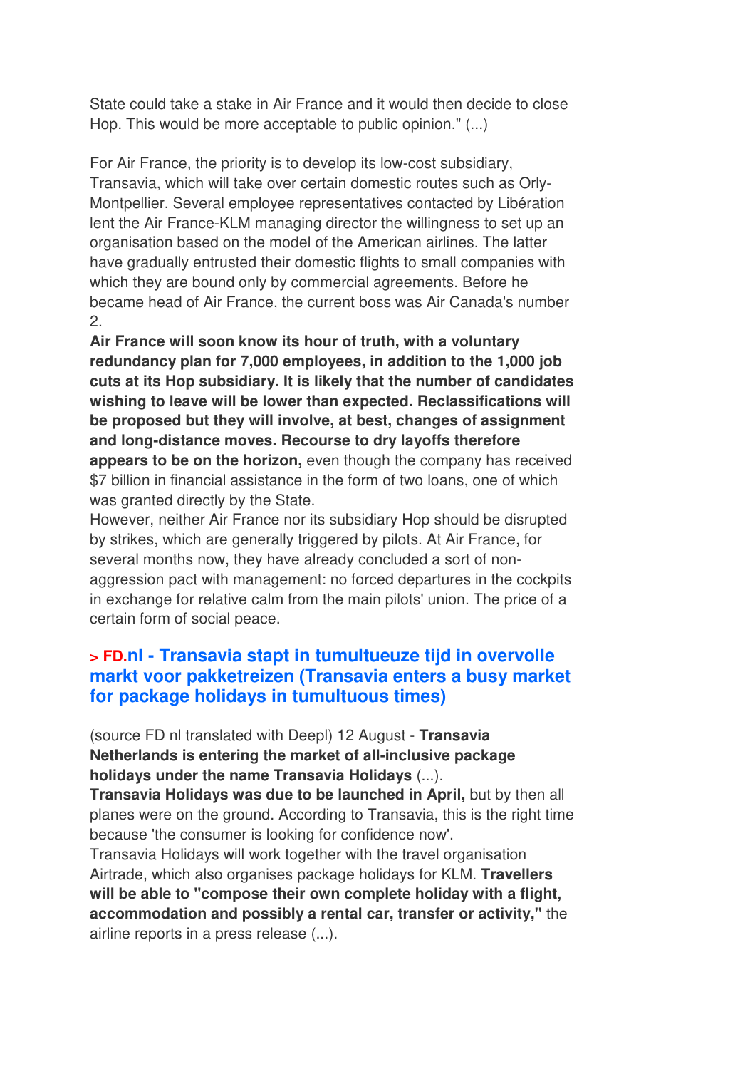State could take a stake in Air France and it would then decide to close Hop. This would be more acceptable to public opinion." (...)

For Air France, the priority is to develop its low-cost subsidiary, Transavia, which will take over certain domestic routes such as Orly-Montpellier. Several employee representatives contacted by Libération lent the Air France-KLM managing director the willingness to set up an organisation based on the model of the American airlines. The latter have gradually entrusted their domestic flights to small companies with which they are bound only by commercial agreements. Before he became head of Air France, the current boss was Air Canada's number 2.

**Air France will soon know its hour of truth, with a voluntary redundancy plan for 7,000 employees, in addition to the 1,000 job cuts at its Hop subsidiary. It is likely that the number of candidates wishing to leave will be lower than expected. Reclassifications will be proposed but they will involve, at best, changes of assignment and long-distance moves. Recourse to dry layoffs therefore appears to be on the horizon,** even though the company has received $7 billion in financial assistance in the form of two loans, one of which was granted directly by the State.

However, neither Air France nor its subsidiary Hop should be disrupted by strikes, which are generally triggered by pilots. At Air France, for several months now, they have already concluded a sort of non-aggression pact with management: no forced departures in the cockpits in exchange for relative calm from the main pilots' union. The price of a certain form of social peace.

## > FD.nl - Transavia stapt in tumultueuze tijd in overvolle markt voor pakketreizen (Transavia enters a busy market for package holidays in tumultuous times)

(source FD nl translated with Deepl) 12 August - **Transavia Netherlands is entering the market of all-inclusive package holidays under the name Transavia Holidays** (...).

**Transavia Holidays was due to be launched in April,** but by then all planes were on the ground. According to Transavia, this is the right time because 'the consumer is looking for confidence now'.

Transavia Holidays will work together with the travel organisation Airtrade, which also organises package holidays for KLM. **Travellers will be able to "compose their own complete holiday with a flight, accommodation and possibly a rental car, transfer or activity,"** the airline reports in a press release (...).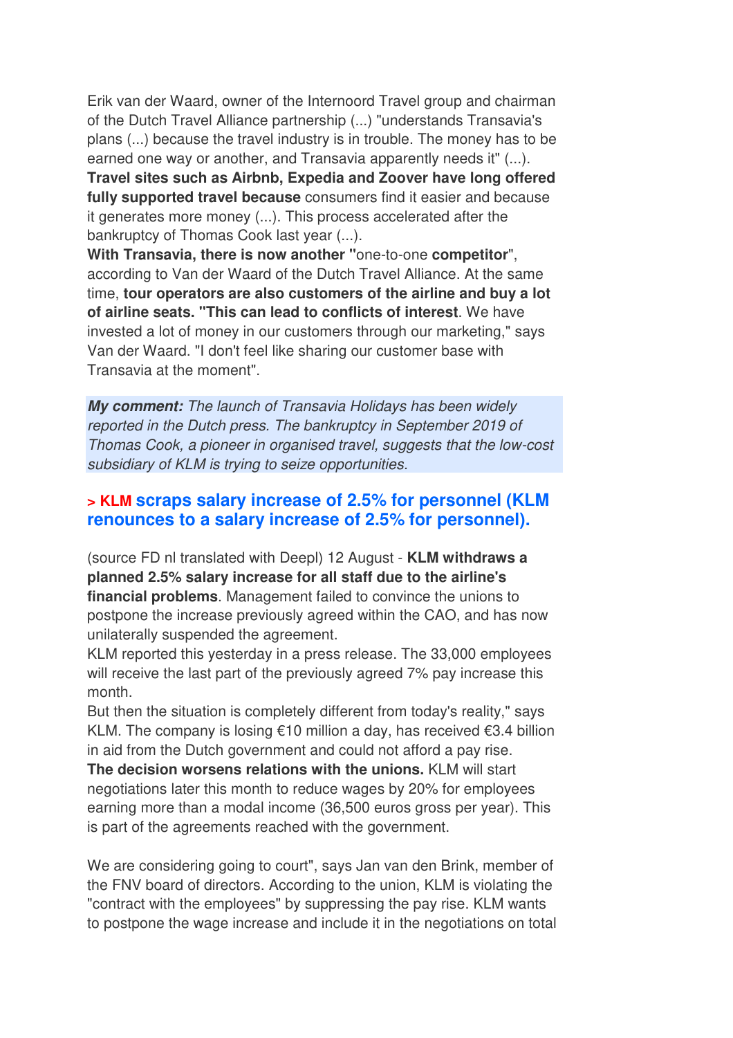Erik van der Waard, owner of the Internoord Travel group and chairman of the Dutch Travel Alliance partnership (...) "understands Transavia's plans (...) because the travel industry is in trouble. The money has to be earned one way or another, and Transavia apparently needs it" (...). **Travel sites such as Airbnb, Expedia and Zoover have long offered fully supported travel because** consumers find it easier and because it generates more money (...). This process accelerated after the bankruptcy of Thomas Cook last year (...).
**With Transavia, there is now another "**one-to-one **competitor**", according to Van der Waard of the Dutch Travel Alliance. At the same time, **tour operators are also customers of the airline and buy a lot of airline seats. "This can lead to conflicts of interest**. We have invested a lot of money in our customers through our marketing," says Van der Waard. "I don't feel like sharing our customer base with Transavia at the moment".

***My comment:*** *The launch of Transavia Holidays has been widely reported in the Dutch press. The bankruptcy in September 2019 of Thomas Cook, a pioneer in organised travel, suggests that the low-cost subsidiary of KLM is trying to seize opportunities.*

## > KLM scraps salary increase of 2.5% for personnel (KLM renounces to a salary increase of 2.5% for personnel).

(source FD nl translated with Deepl) 12 August - **KLM withdraws a planned 2.5% salary increase for all staff due to the airline's financial problems**. Management failed to convince the unions to postpone the increase previously agreed within the CAO, and has now unilaterally suspended the agreement.
KLM reported this yesterday in a press release. The 33,000 employees will receive the last part of the previously agreed 7% pay increase this month.
But then the situation is completely different from today's reality," says KLM. The company is losing €10 million a day, has received €3.4 billion in aid from the Dutch government and could not afford a pay rise.
**The decision worsens relations with the unions.** KLM will start negotiations later this month to reduce wages by 20% for employees earning more than a modal income (36,500 euros gross per year). This is part of the agreements reached with the government.

We are considering going to court", says Jan van den Brink, member of the FNV board of directors. According to the union, KLM is violating the "contract with the employees" by suppressing the pay rise. KLM wants to postpone the wage increase and include it in the negotiations on total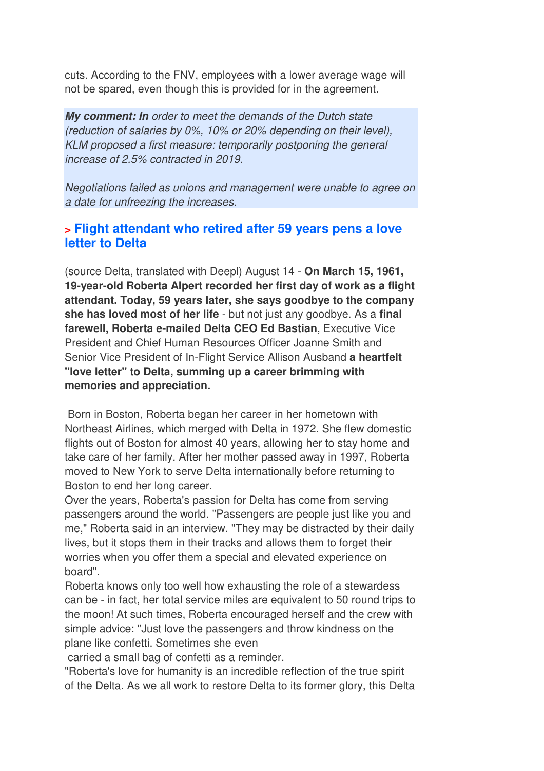cuts. According to the FNV, employees with a lower average wage will not be spared, even though this is provided for in the agreement.

***My comment: In*** *order to meet the demands of the Dutch state (reduction of salaries by 0%, 10% or 20% depending on their level), KLM proposed a first measure: temporarily postponing the general increase of 2.5% contracted in 2019.*

*Negotiations failed as unions and management were unable to agree on a date for unfreezing the increases.*

## > Flight attendant who retired after 59 years pens a love letter to Delta

(source Delta, translated with Deepl) August 14 - **On March 15, 1961, 19-year-old Roberta Alpert recorded her first day of work as a flight attendant. Today, 59 years later, she says goodbye to the company she has loved most of her life** - but not just any goodbye. As a **final farewell, Roberta e-mailed Delta CEO Ed Bastian**, Executive Vice President and Chief Human Resources Officer Joanne Smith and Senior Vice President of In-Flight Service Allison Ausband **a heartfelt "love letter" to Delta, summing up a career brimming with memories and appreciation.**

Born in Boston, Roberta began her career in her hometown with Northeast Airlines, which merged with Delta in 1972. She flew domestic flights out of Boston for almost 40 years, allowing her to stay home and take care of her family. After her mother passed away in 1997, Roberta moved to New York to serve Delta internationally before returning to Boston to end her long career.

Over the years, Roberta's passion for Delta has come from serving passengers around the world. "Passengers are people just like you and me," Roberta said in an interview. "They may be distracted by their daily lives, but it stops them in their tracks and allows them to forget their worries when you offer them a special and elevated experience on board".

Roberta knows only too well how exhausting the role of a stewardess can be - in fact, her total service miles are equivalent to 50 round trips to the moon! At such times, Roberta encouraged herself and the crew with simple advice: "Just love the passengers and throw kindness on the plane like confetti. Sometimes she even carried a small bag of confetti as a reminder.

"Roberta's love for humanity is an incredible reflection of the true spirit of the Delta. As we all work to restore Delta to its former glory, this Delta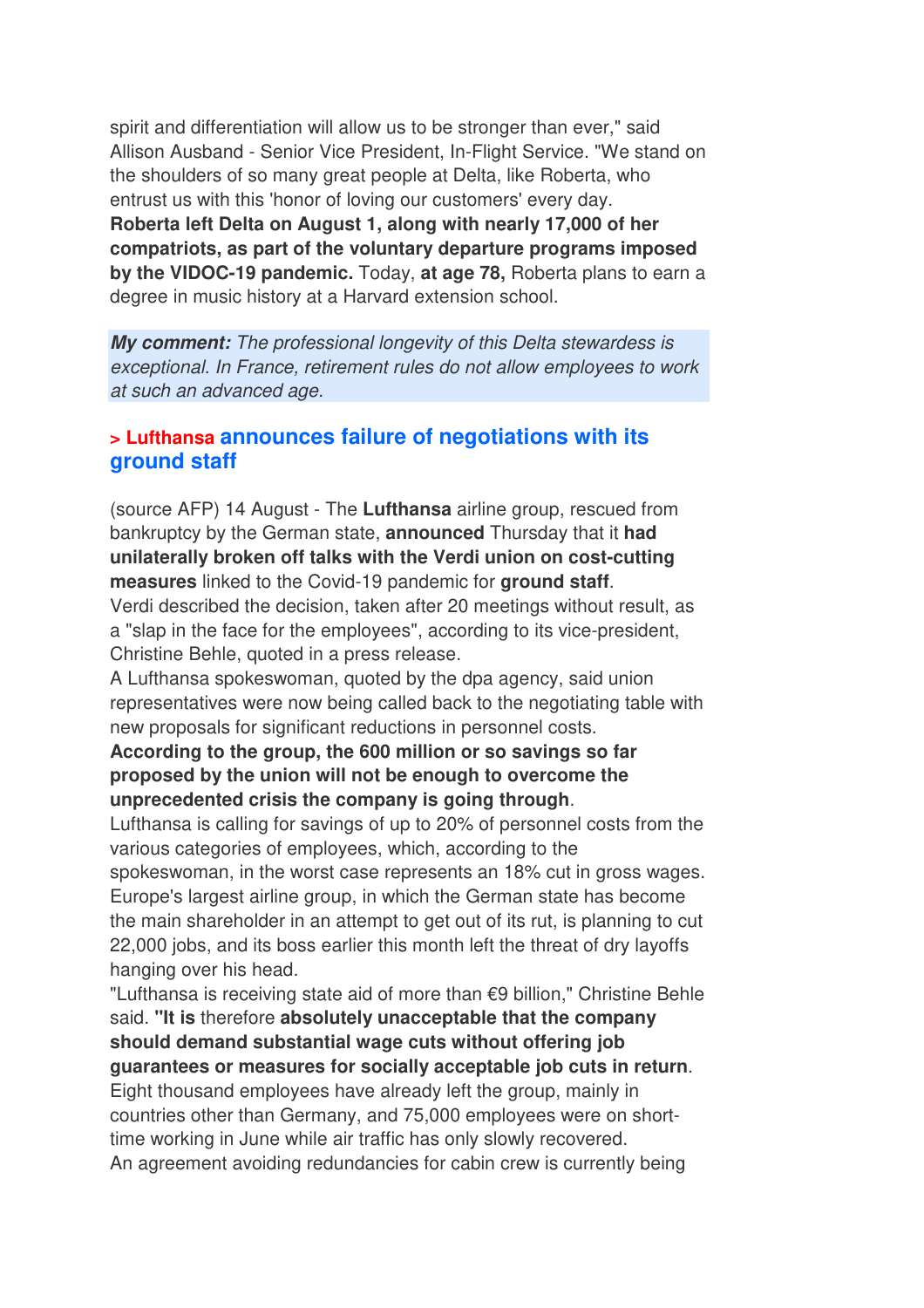spirit and differentiation will allow us to be stronger than ever," said Allison Ausband - Senior Vice President, In-Flight Service. "We stand on the shoulders of so many great people at Delta, like Roberta, who entrust us with this 'honor of loving our customers' every day.
**Roberta left Delta on August 1, along with nearly 17,000 of her compatriots, as part of the voluntary departure programs imposed by the VIDOC-19 pandemic.** Today, **at age 78,** Roberta plans to earn a degree in music history at a Harvard extension school.

***My comment:*** *The professional longevity of this Delta stewardess is exceptional. In France, retirement rules do not allow employees to work at such an advanced age.*

## > Lufthansa announces failure of negotiations with its ground staff

(source AFP) 14 August - The **Lufthansa** airline group, rescued from bankruptcy by the German state, **announced** Thursday that it **had unilaterally broken off talks with the Verdi union on cost-cutting measures** linked to the Covid-19 pandemic for **ground staff**.
Verdi described the decision, taken after 20 meetings without result, as a "slap in the face for the employees", according to its vice-president, Christine Behle, quoted in a press release.
A Lufthansa spokeswoman, quoted by the dpa agency, said union representatives were now being called back to the negotiating table with new proposals for significant reductions in personnel costs.
**According to the group, the 600 million or so savings so far proposed by the union will not be enough to overcome the unprecedented crisis the company is going through**.
Lufthansa is calling for savings of up to 20% of personnel costs from the various categories of employees, which, according to the spokeswoman, in the worst case represents an 18% cut in gross wages.
Europe's largest airline group, in which the German state has become the main shareholder in an attempt to get out of its rut, is planning to cut 22,000 jobs, and its boss earlier this month left the threat of dry layoffs hanging over his head.
"Lufthansa is receiving state aid of more than €9 billion," Christine Behle said. **"It is** therefore **absolutely unacceptable that the company should demand substantial wage cuts without offering job guarantees or measures for socially acceptable job cuts in return**.
Eight thousand employees have already left the group, mainly in countries other than Germany, and 75,000 employees were on short-time working in June while air traffic has only slowly recovered.
An agreement avoiding redundancies for cabin crew is currently being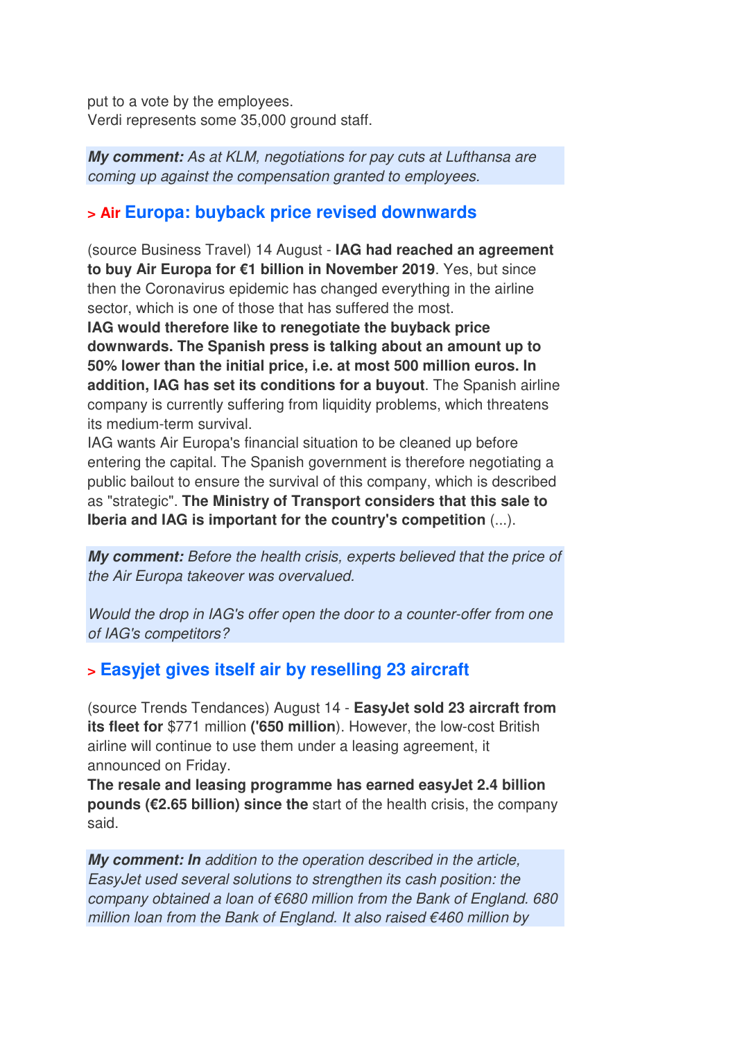put to a vote by the employees.
Verdi represents some 35,000 ground staff.

***My comment:*** *As at KLM, negotiations for pay cuts at Lufthansa are coming up against the compensation granted to employees.*

## > Air Europa: buyback price revised downwards

(source Business Travel) 14 August - **IAG had reached an agreement to buy Air Europa for €1 billion in November 2019**. Yes, but since then the Coronavirus epidemic has changed everything in the airline sector, which is one of those that has suffered the most.
**IAG would therefore like to renegotiate the buyback price downwards. The Spanish press is talking about an amount up to 50% lower than the initial price, i.e. at most 500 million euros. In addition, IAG has set its conditions for a buyout**. The Spanish airline company is currently suffering from liquidity problems, which threatens its medium-term survival.
IAG wants Air Europa's financial situation to be cleaned up before entering the capital. The Spanish government is therefore negotiating a public bailout to ensure the survival of this company, which is described as "strategic". **The Ministry of Transport considers that this sale to Iberia and IAG is important for the country's competition** (...).

***My comment:*** *Before the health crisis, experts believed that the price of the Air Europa takeover was overvalued.*

*Would the drop in IAG's offer open the door to a counter-offer from one of IAG's competitors?*

## > Easyjet gives itself air by reselling 23 aircraft

(source Trends Tendances) August 14 - **EasyJet sold 23 aircraft from its fleet for** $771 million **('650 million**). However, the low-cost British airline will continue to use them under a leasing agreement, it announced on Friday.
**The resale and leasing programme has earned easyJet 2.4 billion pounds (€2.65 billion) since the** start of the health crisis, the company said.

***My comment: In*** *addition to the operation described in the article, EasyJet used several solutions to strengthen its cash position: the company obtained a loan of €680 million from the Bank of England. 680 million loan from the Bank of England. It also raised €460 million by*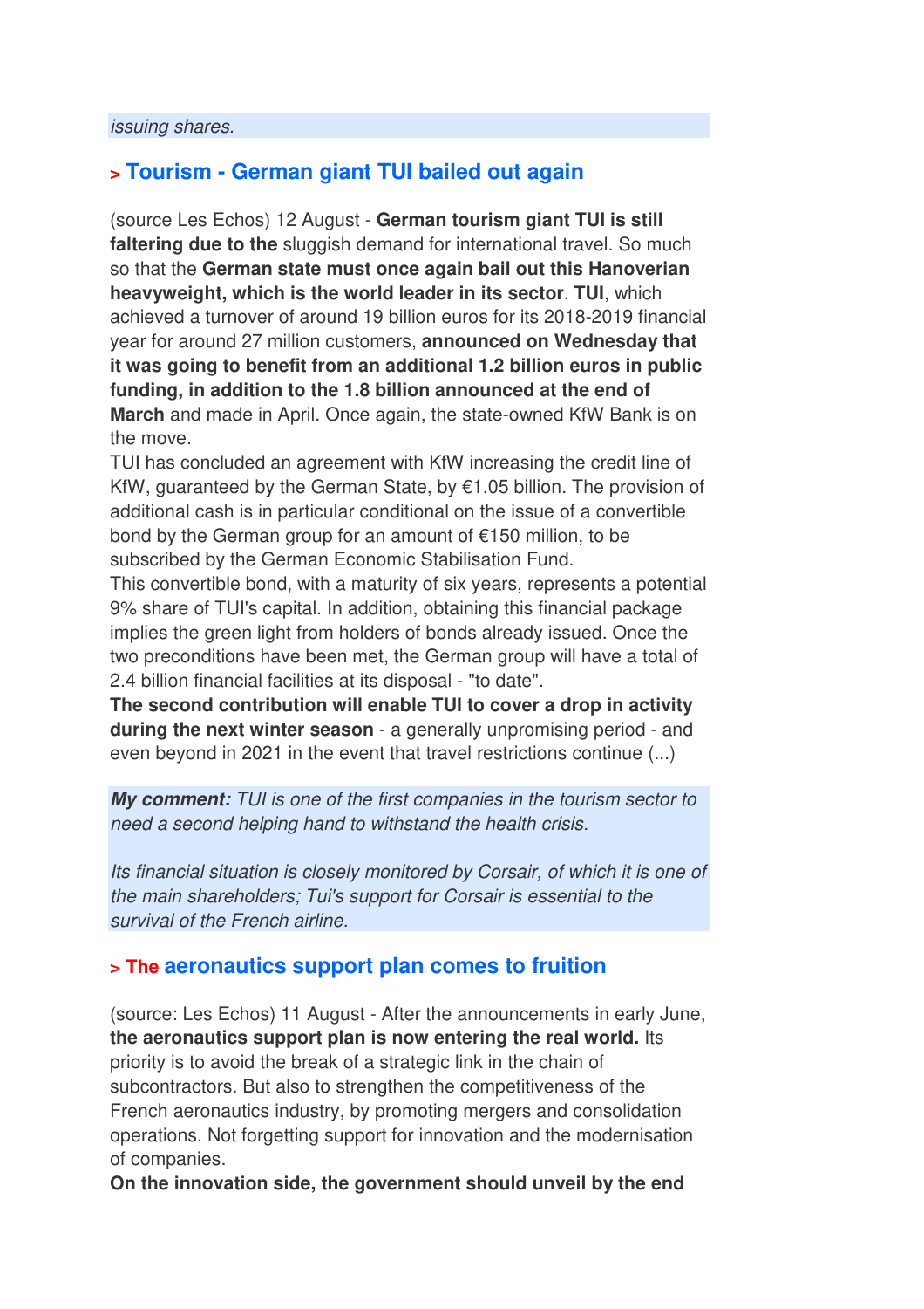*issuing shares.*

## > Tourism - German giant TUI bailed out again

(source Les Echos) 12 August - **German tourism giant TUI is still faltering due to the** sluggish demand for international travel. So much so that the **German state must once again bail out this Hanoverian heavyweight, which is the world leader in its sector**. **TUI**, which achieved a turnover of around 19 billion euros for its 2018-2019 financial year for around 27 million customers, **announced on Wednesday that it was going to benefit from an additional 1.2 billion euros in public funding, in addition to the 1.8 billion announced at the end of March** and made in April. Once again, the state-owned KfW Bank is on the move.

TUI has concluded an agreement with KfW increasing the credit line of KfW, guaranteed by the German State, by €1.05 billion. The provision of additional cash is in particular conditional on the issue of a convertible bond by the German group for an amount of €150 million, to be subscribed by the German Economic Stabilisation Fund.

This convertible bond, with a maturity of six years, represents a potential 9% share of TUI's capital. In addition, obtaining this financial package implies the green light from holders of bonds already issued. Once the two preconditions have been met, the German group will have a total of 2.4 billion financial facilities at its disposal - "to date".

**The second contribution will enable TUI to cover a drop in activity during the next winter season** - a generally unpromising period - and even beyond in 2021 in the event that travel restrictions continue (...)

***My comment:*** *TUI is one of the first companies in the tourism sector to need a second helping hand to withstand the health crisis.*

*Its financial situation is closely monitored by Corsair, of which it is one of the main shareholders; Tui's support for Corsair is essential to the survival of the French airline.*

## > The aeronautics support plan comes to fruition

(source: Les Echos) 11 August - After the announcements in early June, **the aeronautics support plan is now entering the real world.** Its priority is to avoid the break of a strategic link in the chain of subcontractors. But also to strengthen the competitiveness of the French aeronautics industry, by promoting mergers and consolidation operations. Not forgetting support for innovation and the modernisation of companies.

**On the innovation side, the government should unveil by the end**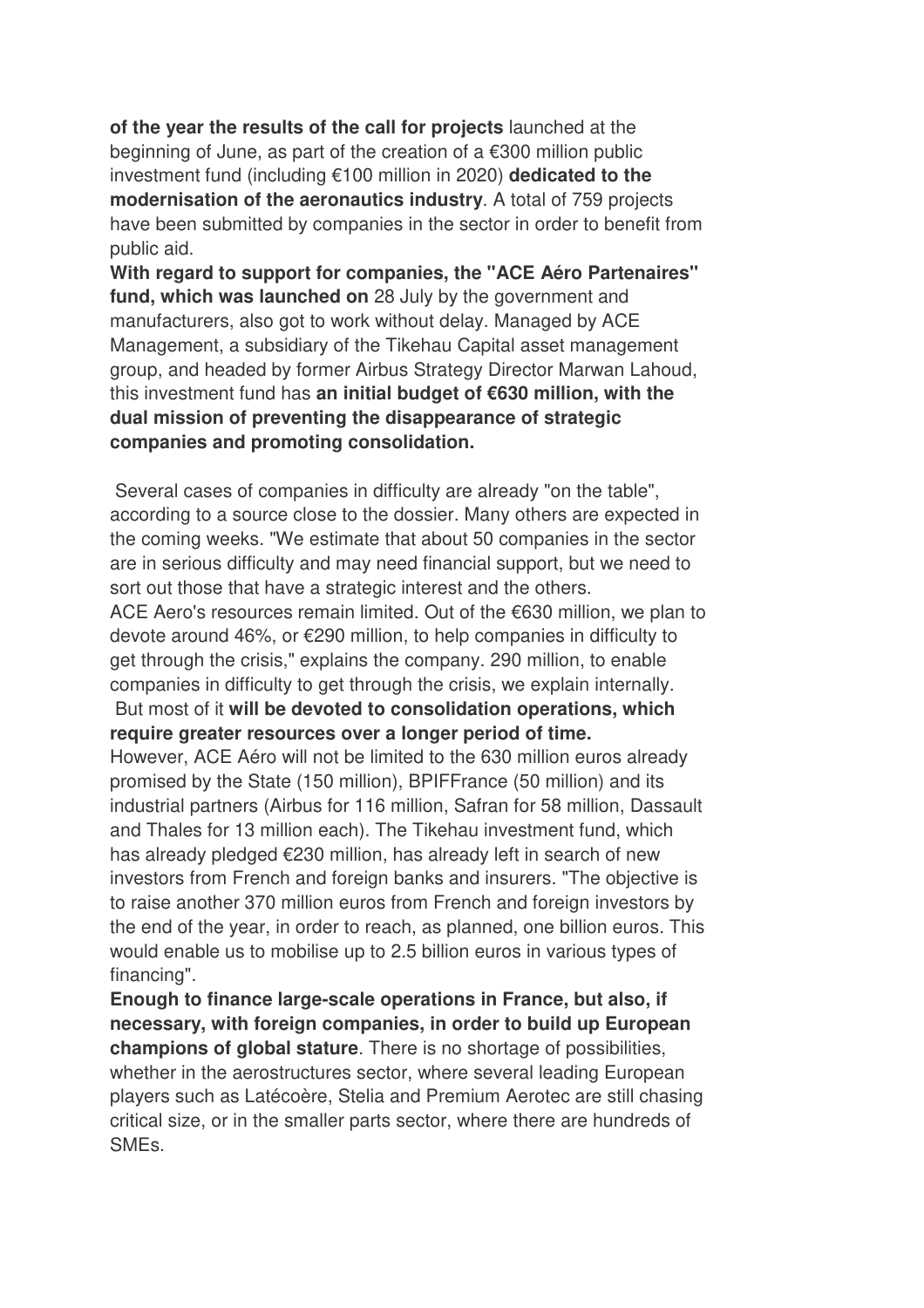**of the year the results of the call for projects** launched at the beginning of June, as part of the creation of a €300 million public investment fund (including €100 million in 2020) **dedicated to the modernisation of the aeronautics industry**. A total of 759 projects have been submitted by companies in the sector in order to benefit from public aid.

**With regard to support for companies, the "ACE Aéro Partenaires" fund, which was launched on** 28 July by the government and manufacturers, also got to work without delay. Managed by ACE Management, a subsidiary of the Tikehau Capital asset management group, and headed by former Airbus Strategy Director Marwan Lahoud, this investment fund has **an initial budget of €630 million, with the dual mission of preventing the disappearance of strategic companies and promoting consolidation.**

Several cases of companies in difficulty are already "on the table", according to a source close to the dossier. Many others are expected in the coming weeks. "We estimate that about 50 companies in the sector are in serious difficulty and may need financial support, but we need to sort out those that have a strategic interest and the others.

ACE Aero's resources remain limited. Out of the €630 million, we plan to devote around 46%, or €290 million, to help companies in difficulty to get through the crisis," explains the company. 290 million, to enable companies in difficulty to get through the crisis, we explain internally.

But most of it **will be devoted to consolidation operations, which require greater resources over a longer period of time.**

However, ACE Aéro will not be limited to the 630 million euros already promised by the State (150 million), BPIFFrance (50 million) and its industrial partners (Airbus for 116 million, Safran for 58 million, Dassault and Thales for 13 million each). The Tikehau investment fund, which has already pledged €230 million, has already left in search of new investors from French and foreign banks and insurers. "The objective is to raise another 370 million euros from French and foreign investors by the end of the year, in order to reach, as planned, one billion euros. This would enable us to mobilise up to 2.5 billion euros in various types of financing".

**Enough to finance large-scale operations in France, but also, if necessary, with foreign companies, in order to build up European champions of global stature**. There is no shortage of possibilities, whether in the aerostructures sector, where several leading European players such as Latécoère, Stelia and Premium Aerotec are still chasing critical size, or in the smaller parts sector, where there are hundreds of SMEs.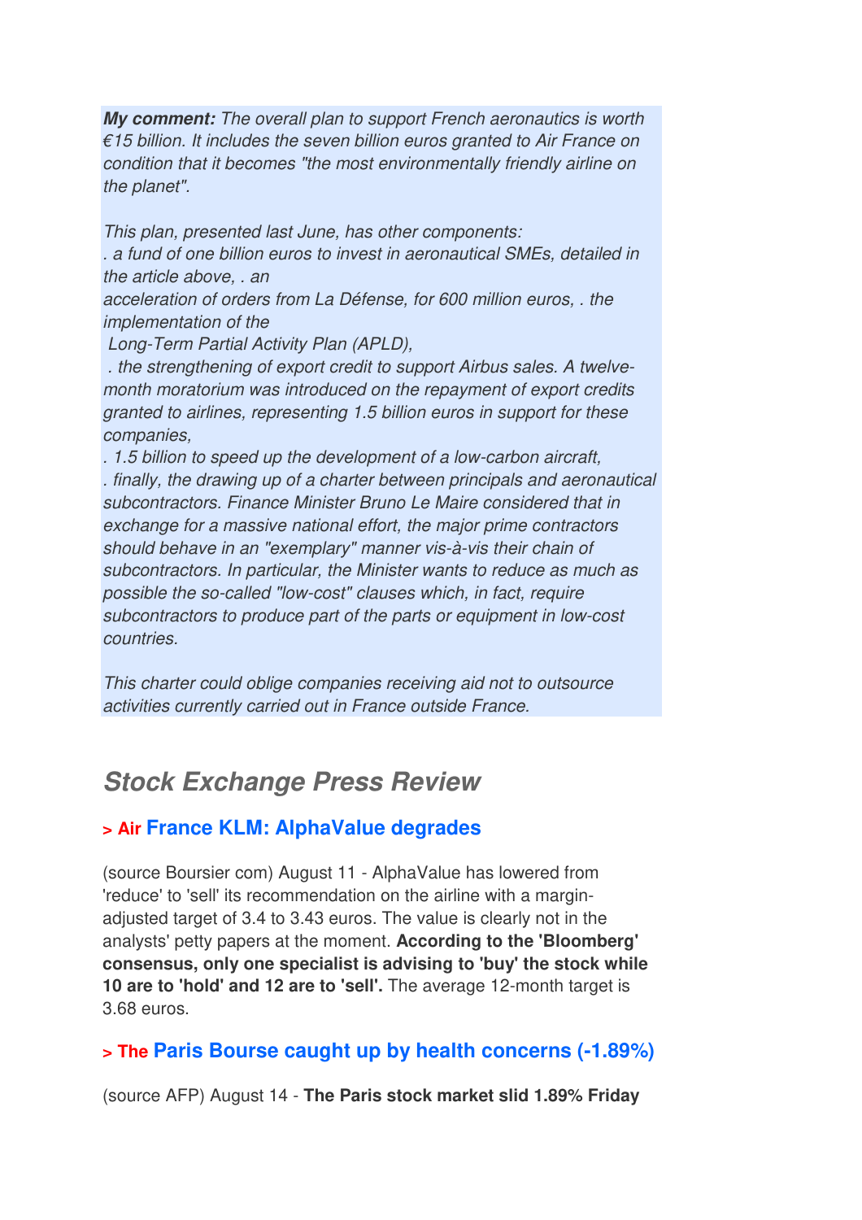***My comment:*** *The overall plan to support French aeronautics is worth €15 billion. It includes the seven billion euros granted to Air France on condition that it becomes "the most environmentally friendly airline on the planet".*

*This plan, presented last June, has other components:*
*. a fund of one billion euros to invest in aeronautical SMEs, detailed in the article above, . an*
*acceleration of orders from La Défense, for 600 million euros, . the implementation of the*
*Long-Term Partial Activity Plan (APLD),*
*. the strengthening of export credit to support Airbus sales. A twelve-month moratorium was introduced on the repayment of export credits granted to airlines, representing 1.5 billion euros in support for these companies,*
*. 1.5 billion to speed up the development of a low-carbon aircraft,*
*. finally, the drawing up of a charter between principals and aeronautical subcontractors. Finance Minister Bruno Le Maire considered that in exchange for a massive national effort, the major prime contractors should behave in an "exemplary" manner vis-à-vis their chain of subcontractors. In particular, the Minister wants to reduce as much as possible the so-called "low-cost" clauses which, in fact, require subcontractors to produce part of the parts or equipment in low-cost countries.*

*This charter could oblige companies receiving aid not to outsource activities currently carried out in France outside France.*

## *Stock Exchange Press Review*

### > Air France KLM: AlphaValue degrades

(source Boursier com) August 11 - AlphaValue has lowered from 'reduce' to 'sell' its recommendation on the airline with a margin-adjusted target of 3.4 to 3.43 euros. The value is clearly not in the analysts' petty papers at the moment. **According to the 'Bloomberg' consensus, only one specialist is advising to 'buy' the stock while 10 are to 'hold' and 12 are to 'sell'.** The average 12-month target is 3.68 euros.

### > The Paris Bourse caught up by health concerns (-1.89%)

(source AFP) August 14 - **The Paris stock market slid 1.89% Friday**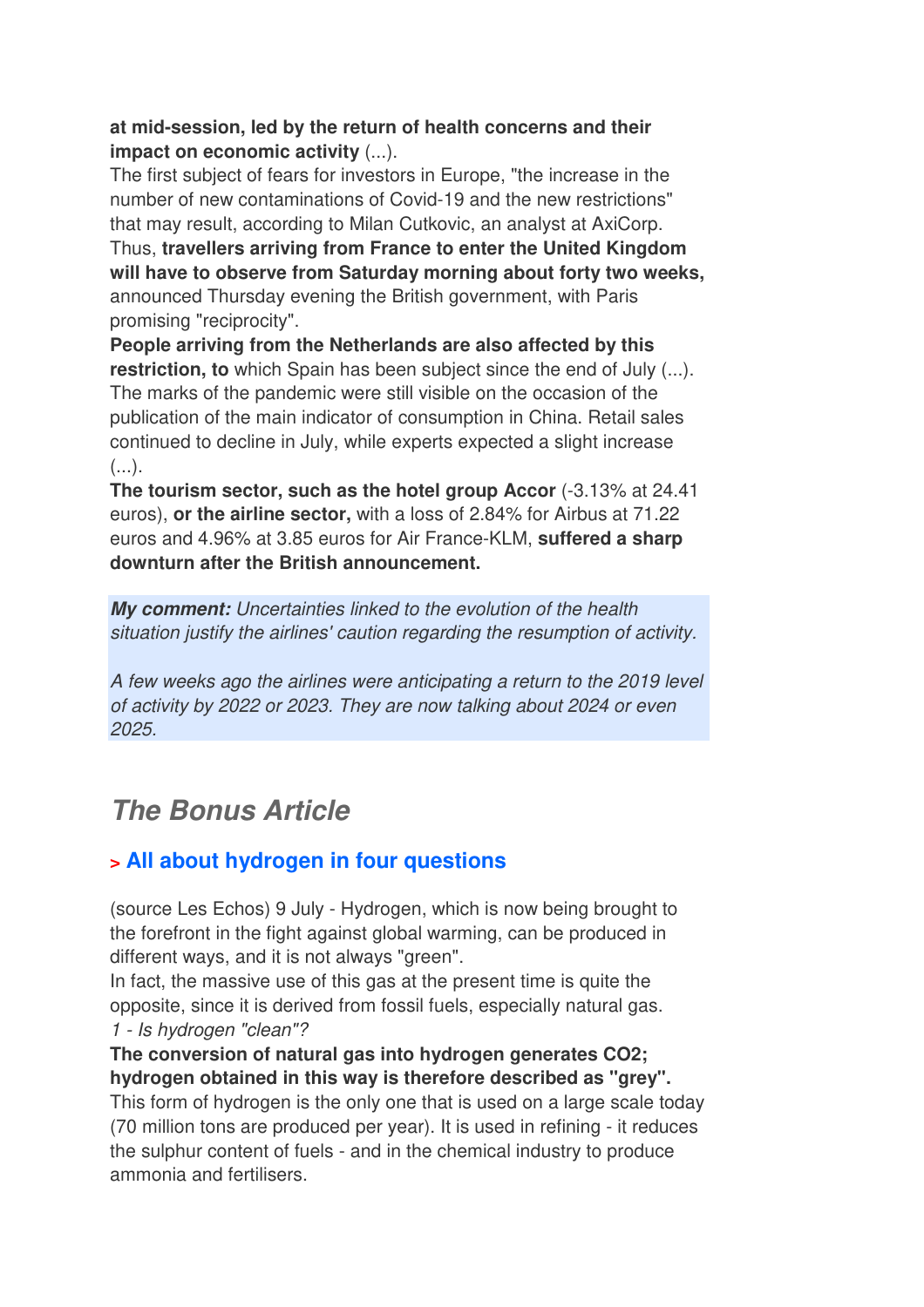**at mid-session, led by the return of health concerns and their impact on economic activity** (...).
The first subject of fears for investors in Europe, "the increase in the number of new contaminations of Covid-19 and the new restrictions" that may result, according to Milan Cutkovic, an analyst at AxiCorp.
Thus, **travellers arriving from France to enter the United Kingdom will have to observe from Saturday morning about forty two weeks,** announced Thursday evening the British government, with Paris promising "reciprocity".
**People arriving from the Netherlands are also affected by this restriction, to** which Spain has been subject since the end of July (...).
The marks of the pandemic were still visible on the occasion of the publication of the main indicator of consumption in China. Retail sales continued to decline in July, while experts expected a slight increase (...).
**The tourism sector, such as the hotel group Accor** (-3.13% at 24.41 euros), **or the airline sector,** with a loss of 2.84% for Airbus at 71.22 euros and 4.96% at 3.85 euros for Air France-KLM, **suffered a sharp downturn after the British announcement.**

***My comment:*** *Uncertainties linked to the evolution of the health situation justify the airlines' caution regarding the resumption of activity.*

*A few weeks ago the airlines were anticipating a return to the 2019 level of activity by 2022 or 2023. They are now talking about 2024 or even 2025.*

## *The Bonus Article*

### > All about hydrogen in four questions

(source Les Echos) 9 July - Hydrogen, which is now being brought to the forefront in the fight against global warming, can be produced in different ways, and it is not always "green".
In fact, the massive use of this gas at the present time is quite the opposite, since it is derived from fossil fuels, especially natural gas.
*1 - Is hydrogen "clean"?*
**The conversion of natural gas into hydrogen generates CO2; hydrogen obtained in this way is therefore described as "grey".**
This form of hydrogen is the only one that is used on a large scale today (70 million tons are produced per year). It is used in refining - it reduces the sulphur content of fuels - and in the chemical industry to produce ammonia and fertilisers.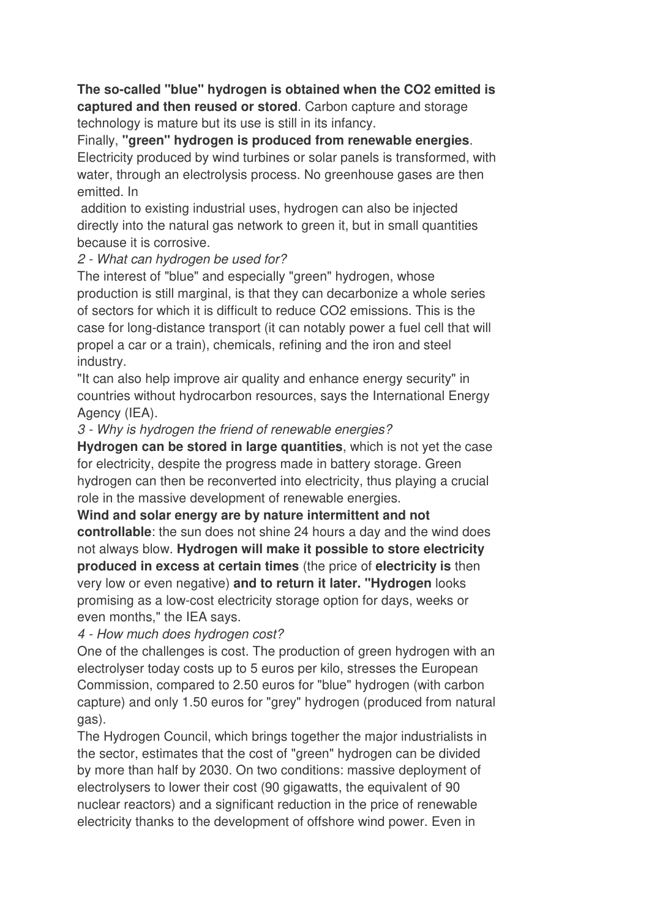**The so-called "blue" hydrogen is obtained when the $CO_2$ emitted is captured and then reused or stored**. Carbon capture and storage technology is mature but its use is still in its infancy.

Finally, **"green" hydrogen is produced from renewable energies**. Electricity produced by wind turbines or solar panels is transformed, with water, through an electrolysis process. No greenhouse gases are then emitted. In addition to existing industrial uses, hydrogen can also be injected directly into the natural gas network to green it, but in small quantities because it is corrosive.

*2 - What can hydrogen be used for?*

The interest of "blue" and especially "green" hydrogen, whose production is still marginal, is that they can decarbonize a whole series of sectors for which it is difficult to reduce $CO_2$ emissions. This is the case for long-distance transport (it can notably power a fuel cell that will propel a car or a train), chemicals, refining and the iron and steel industry.

"It can also help improve air quality and enhance energy security" in countries without hydrocarbon resources, says the International Energy Agency (IEA).

*3 - Why is hydrogen the friend of renewable energies?*

**Hydrogen can be stored in large quantities**, which is not yet the case for electricity, despite the progress made in battery storage. Green hydrogen can then be reconverted into electricity, thus playing a crucial role in the massive development of renewable energies.

**Wind and solar energy are by nature intermittent and not controllable**: the sun does not shine 24 hours a day and the wind does not always blow. **Hydrogen will make it possible to store electricity produced in excess at certain times** (the price of **electricity is** then very low or even negative) **and to return it later. "Hydrogen** looks promising as a low-cost electricity storage option for days, weeks or even months," the IEA says.

*4 - How much does hydrogen cost?*

One of the challenges is cost. The production of green hydrogen with an electrolyser today costs up to 5 euros per kilo, stresses the European Commission, compared to 2.50 euros for "blue" hydrogen (with carbon capture) and only 1.50 euros for "grey" hydrogen (produced from natural gas).

The Hydrogen Council, which brings together the major industrialists in the sector, estimates that the cost of "green" hydrogen can be divided by more than half by 2030. On two conditions: massive deployment of electrolysers to lower their cost (90 gigawatts, the equivalent of 90 nuclear reactors) and a significant reduction in the price of renewable electricity thanks to the development of offshore wind power. Even in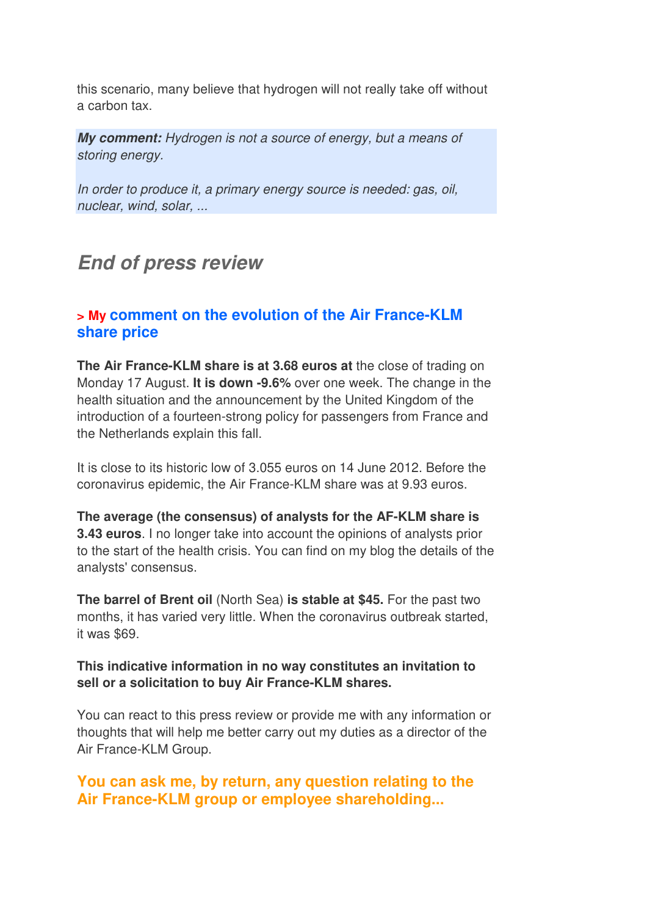this scenario, many believe that hydrogen will not really take off without a carbon tax.

> ***My comment:*** *Hydrogen is not a source of energy, but a means of storing energy.*
>
> *In order to produce it, a primary energy source is needed: gas, oil, nuclear, wind, solar, ...*

## *End of press review*

### > My comment on the evolution of the Air France-KLM share price

**The Air France-KLM share is at 3.68 euros at** the close of trading on Monday 17 August. **It is down -9.6%** over one week. The change in the health situation and the announcement by the United Kingdom of the introduction of a fourteen-strong policy for passengers from France and the Netherlands explain this fall.

It is close to its historic low of 3.055 euros on 14 June 2012. Before the coronavirus epidemic, the Air France-KLM share was at 9.93 euros.

**The average (the consensus) of analysts for the AF-KLM share is 3.43 euros**. I no longer take into account the opinions of analysts prior to the start of the health crisis. You can find on my blog the details of the analysts' consensus.

**The barrel of Brent oil** (North Sea) **is stable at $45.** For the past two months, it has varied very little. When the coronavirus outbreak started, it was $69.

**This indicative information in no way constitutes an invitation to sell or a solicitation to buy Air France-KLM shares.**

You can react to this press review or provide me with any information or thoughts that will help me better carry out my duties as a director of the Air France-KLM Group.

### You can ask me, by return, any question relating to the Air France-KLM group or employee shareholding...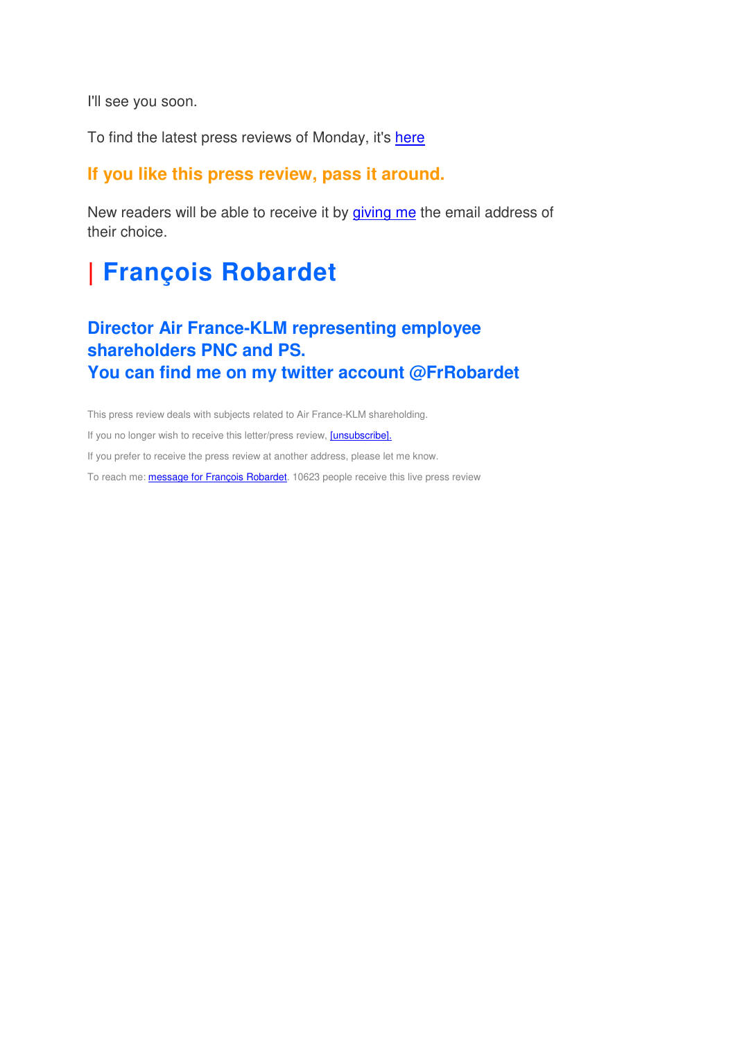I'll see you soon.

To find the latest press reviews of Monday, it's here

### If you like this press review, pass it around.

New readers will be able to receive it by giving me the email address of their choice.

# | François Robardet

### Director Air France-KLM representing employee shareholders PNC and PS.
### You can find me on my twitter account @FrRobardet

This press review deals with subjects related to Air France-KLM shareholding.

If you no longer wish to receive this letter/press review, [unsubscribe].

If you prefer to receive the press review at another address, please let me know.

To reach me: message for François Robardet. 10623 people receive this live press review